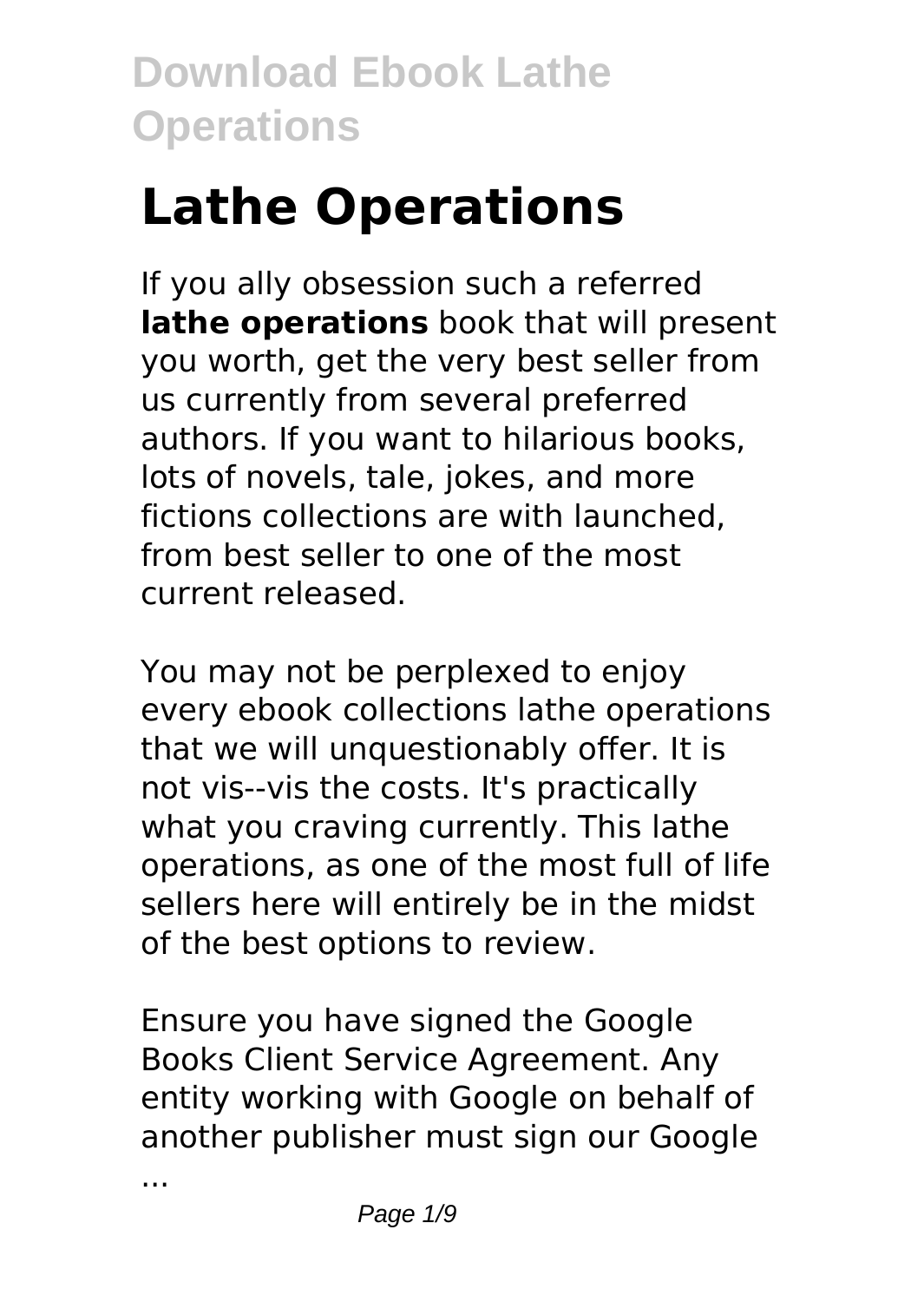# Lathe Operations

If you ally obsession such a referred **lathe operations** book that will present you worth, get the very best seller from us currently from several preferred authors. If you want to hilarious books, lots of novels, tale, jokes, and more fictions collections are with launched, from best seller to one of the most current released.

You may not be perplexed to enjoy every ebook collections lathe operations that we will unquestionably offer. It is not vis--vis the costs. It's practically what you craving currently. This lathe operations, as one of the most full of life sellers here will entirely be in the midst of the best options to review.

Ensure you have signed the Google Books Client Service Agreement. Any entity working with Google on behalf of another publisher must sign our Google ...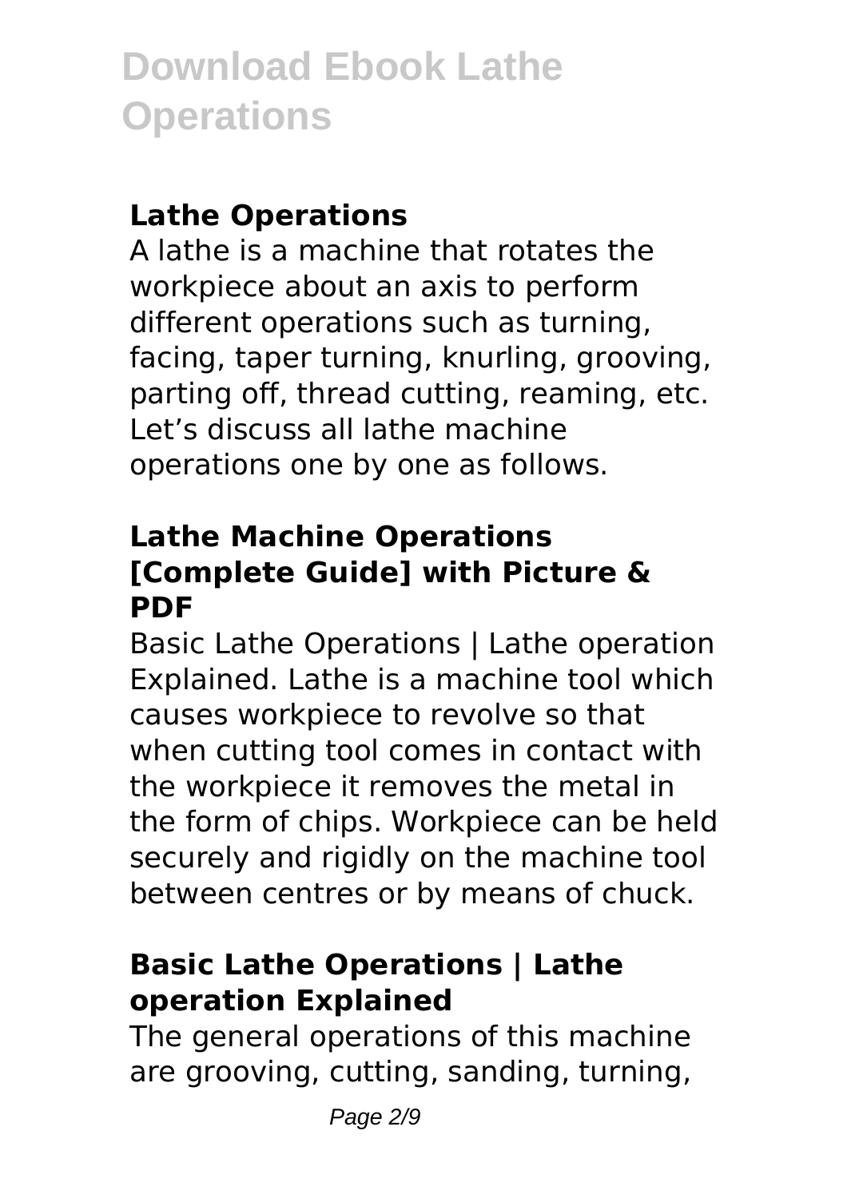## Lathe Operations

A lathe is a machine that rotates the workpiece about an axis to perform different operations such as turning, facing, taper turning, knurling, grooving, parting off, thread cutting, reaming, etc. Let's discuss all lathe machine operations one by one as follows.

## Lathe Machine Operations [Complete Guide] with Picture & PDF

Basic Lathe Operations | Lathe operation Explained. Lathe is a machine tool which causes workpiece to revolve so that when cutting tool comes in contact with the workpiece it removes the metal in the form of chips. Workpiece can be held securely and rigidly on the machine tool between centres or by means of chuck.

## Basic Lathe Operations | Lathe operation Explained

The general operations of this machine are grooving, cutting, sanding, turning,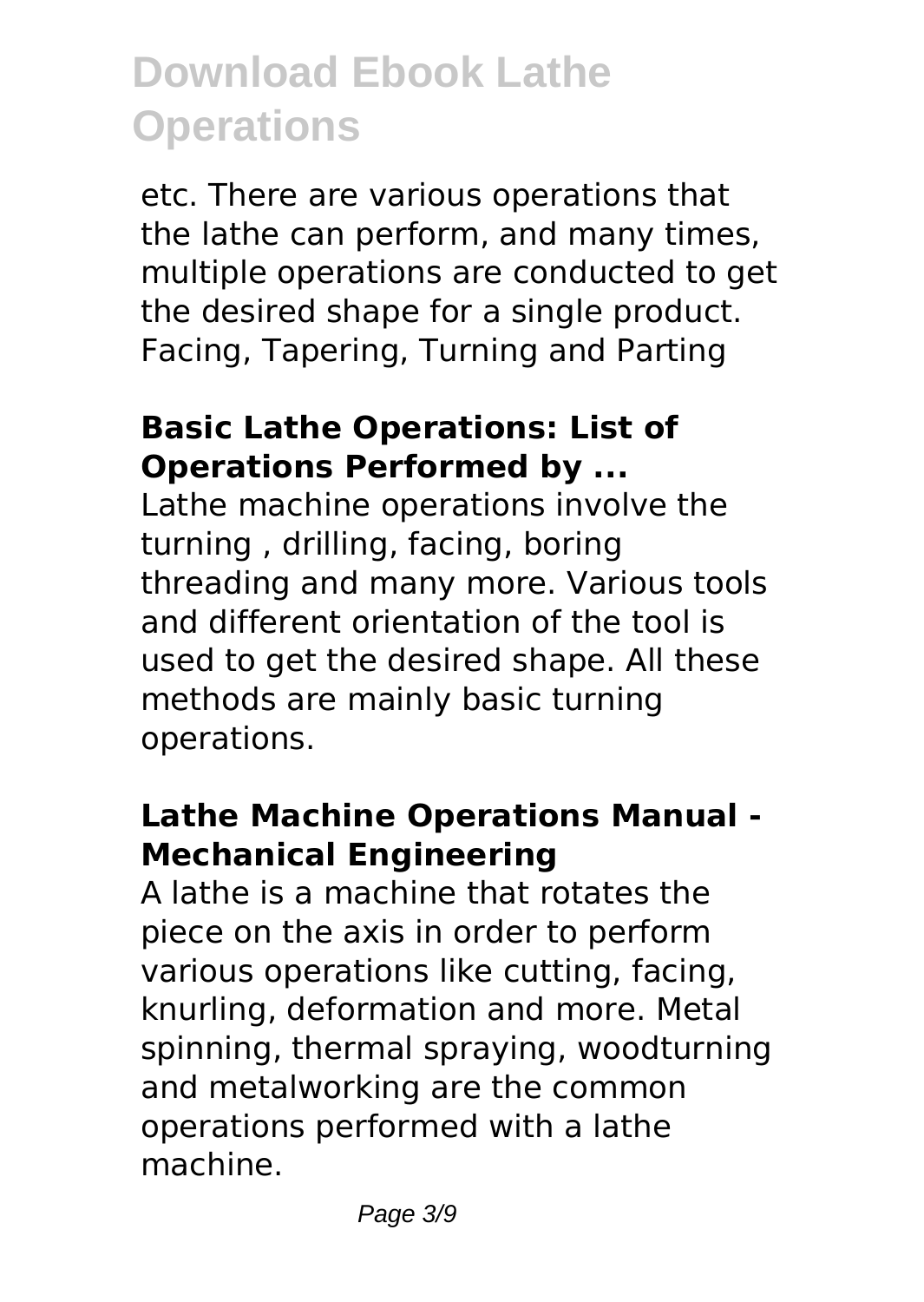etc. There are various operations that the lathe can perform, and many times, multiple operations are conducted to get the desired shape for a single product. Facing, Tapering, Turning and Parting

### Basic Lathe Operations: List of Operations Performed by ...

Lathe machine operations involve the turning , drilling, facing, boring threading and many more. Various tools and different orientation of the tool is used to get the desired shape. All these methods are mainly basic turning operations.

### Lathe Machine Operations Manual - Mechanical Engineering

A lathe is a machine that rotates the piece on the axis in order to perform various operations like cutting, facing, knurling, deformation and more. Metal spinning, thermal spraying, woodturning and metalworking are the common operations performed with a lathe machine.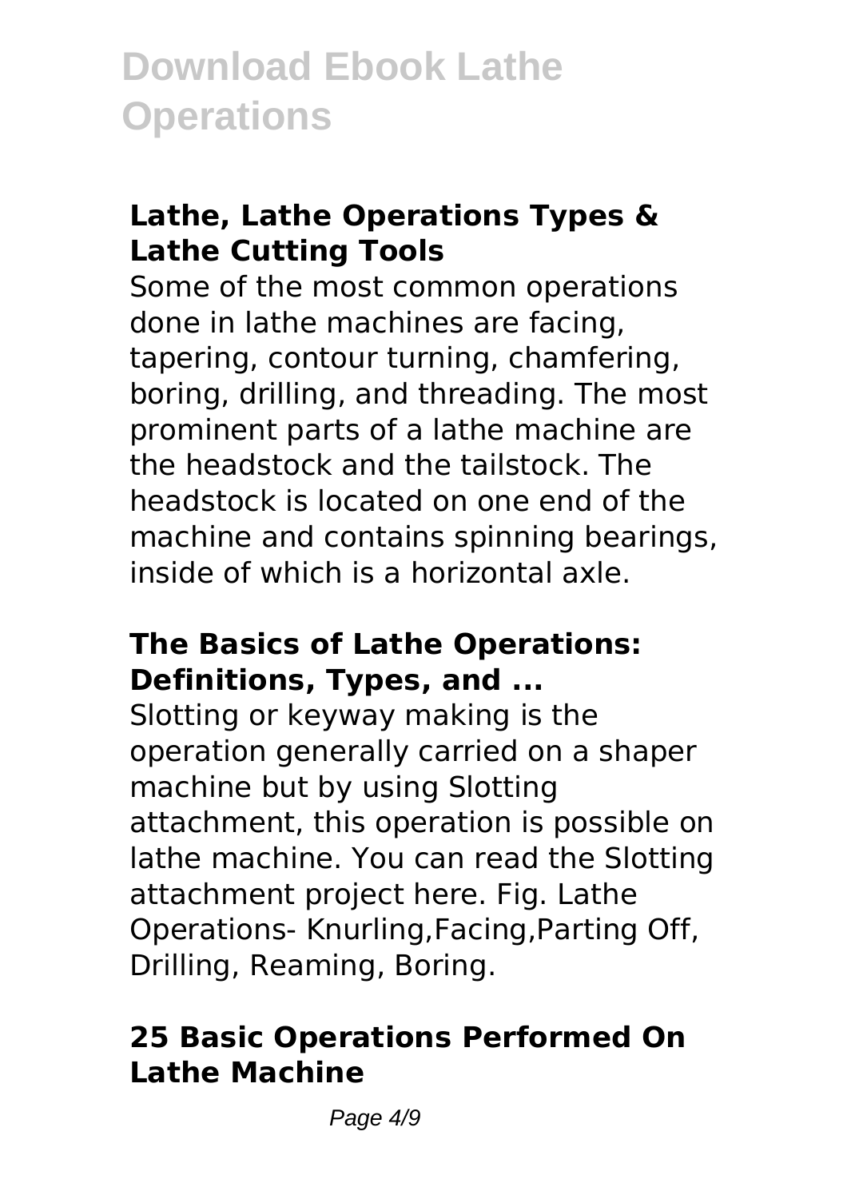### Lathe, Lathe Operations Types & Lathe Cutting Tools

Some of the most common operations done in lathe machines are facing, tapering, contour turning, chamfering, boring, drilling, and threading. The most prominent parts of a lathe machine are the headstock and the tailstock. The headstock is located on one end of the machine and contains spinning bearings, inside of which is a horizontal axle.

### The Basics of Lathe Operations: Definitions, Types, and ...

Slotting or keyway making is the operation generally carried on a shaper machine but by using Slotting attachment, this operation is possible on lathe machine. You can read the Slotting attachment project here. Fig. Lathe Operations- Knurling,Facing,Parting Off, Drilling, Reaming, Boring.

### 25 Basic Operations Performed On Lathe Machine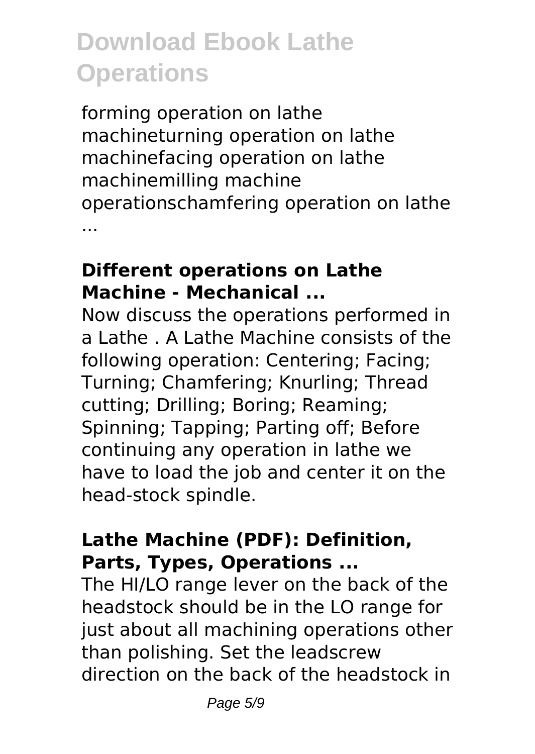forming operation on lathe machineturning operation on lathe machinefacing operation on lathe machinemilling machine operationschamfering operation on lathe ...

### Different operations on Lathe Machine - Mechanical ...

Now discuss the operations performed in a Lathe . A Lathe Machine consists of the following operation: Centering; Facing; Turning; Chamfering; Knurling; Thread cutting; Drilling; Boring; Reaming; Spinning; Tapping; Parting off; Before continuing any operation in lathe we have to load the job and center it on the head-stock spindle.

### Lathe Machine (PDF): Definition, Parts, Types, Operations ...

The HI/LO range lever on the back of the headstock should be in the LO range for just about all machining operations other than polishing. Set the leadscrew direction on the back of the headstock in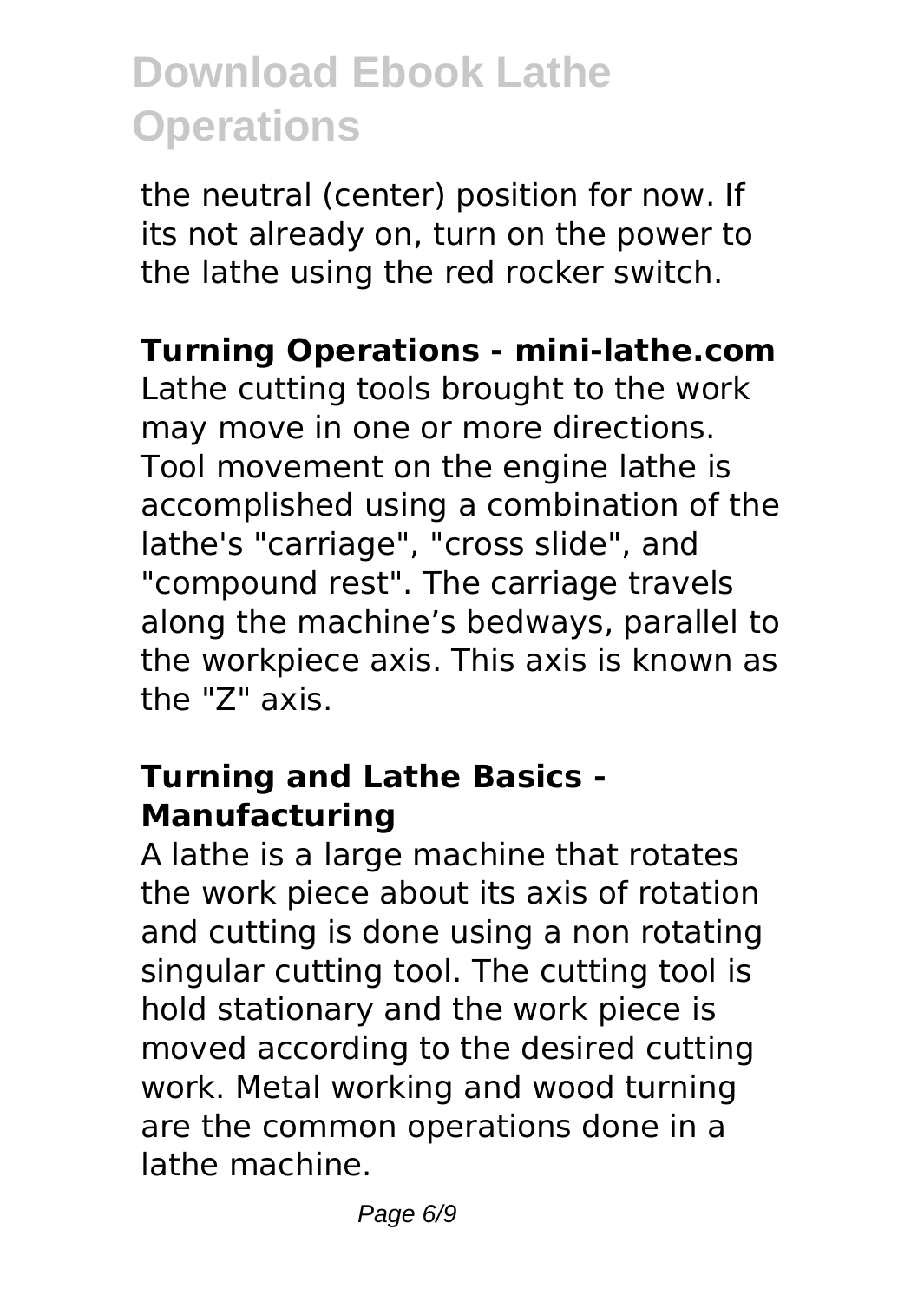the neutral (center) position for now. If its not already on, turn on the power to the lathe using the red rocker switch.

**Turning Operations - mini-lathe.com**

Lathe cutting tools brought to the work may move in one or more directions. Tool movement on the engine lathe is accomplished using a combination of the lathe's "carriage", "cross slide", and "compound rest". The carriage travels along the machine’s bedways, parallel to the workpiece axis. This axis is known as the "Z" axis.

**Turning and Lathe Basics - Manufacturing**

A lathe is a large machine that rotates the work piece about its axis of rotation and cutting is done using a non rotating singular cutting tool. The cutting tool is hold stationary and the work piece is moved according to the desired cutting work. Metal working and wood turning are the common operations done in a lathe machine.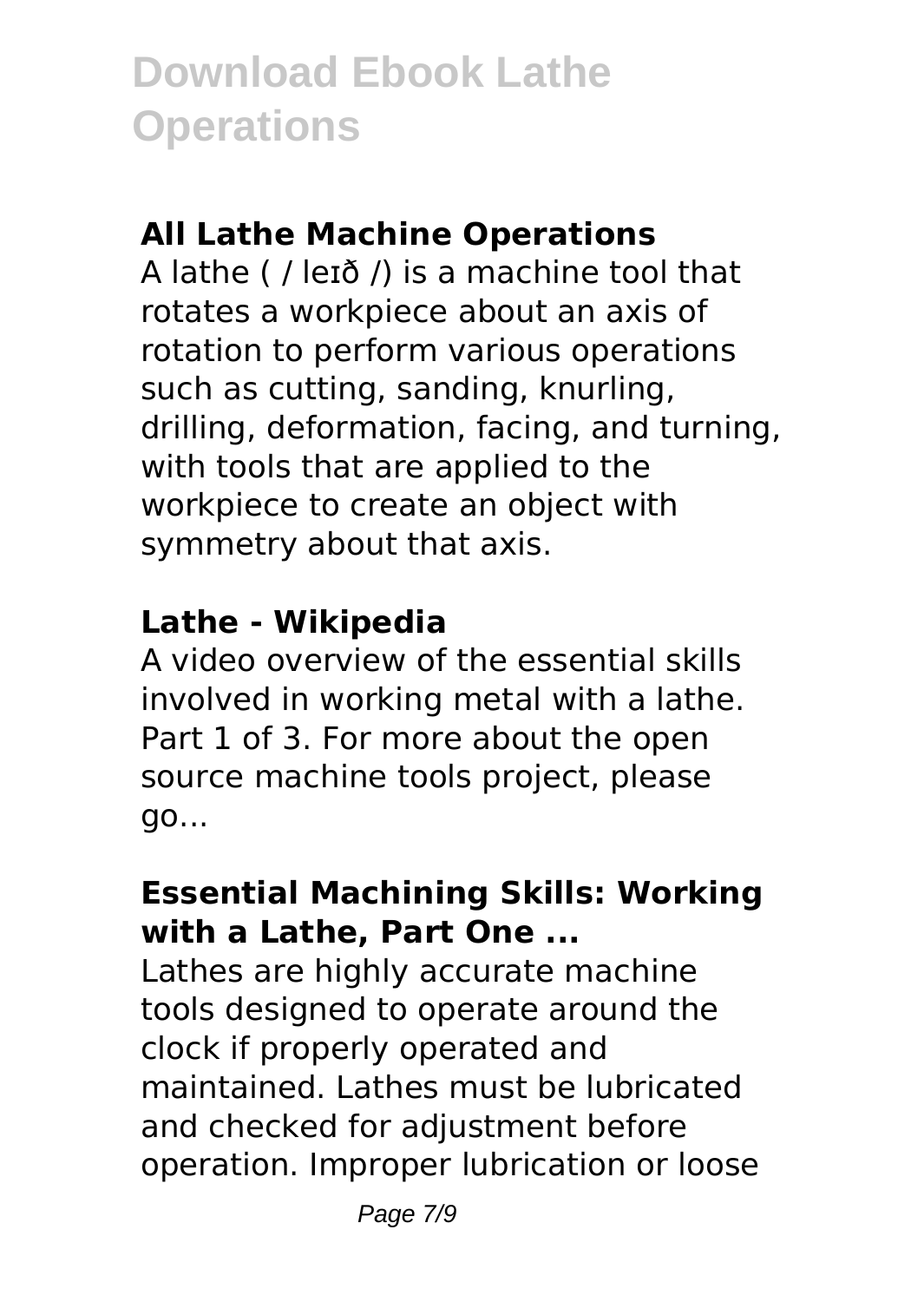### All Lathe Machine Operations

A lathe ( / leɪð /) is a machine tool that rotates a workpiece about an axis of rotation to perform various operations such as cutting, sanding, knurling, drilling, deformation, facing, and turning, with tools that are applied to the workpiece to create an object with symmetry about that axis.

### Lathe - Wikipedia

A video overview of the essential skills involved in working metal with a lathe. Part 1 of 3. For more about the open source machine tools project, please go...

### Essential Machining Skills: Working with a Lathe, Part One ...

Lathes are highly accurate machine tools designed to operate around the clock if properly operated and maintained. Lathes must be lubricated and checked for adjustment before operation. Improper lubrication or loose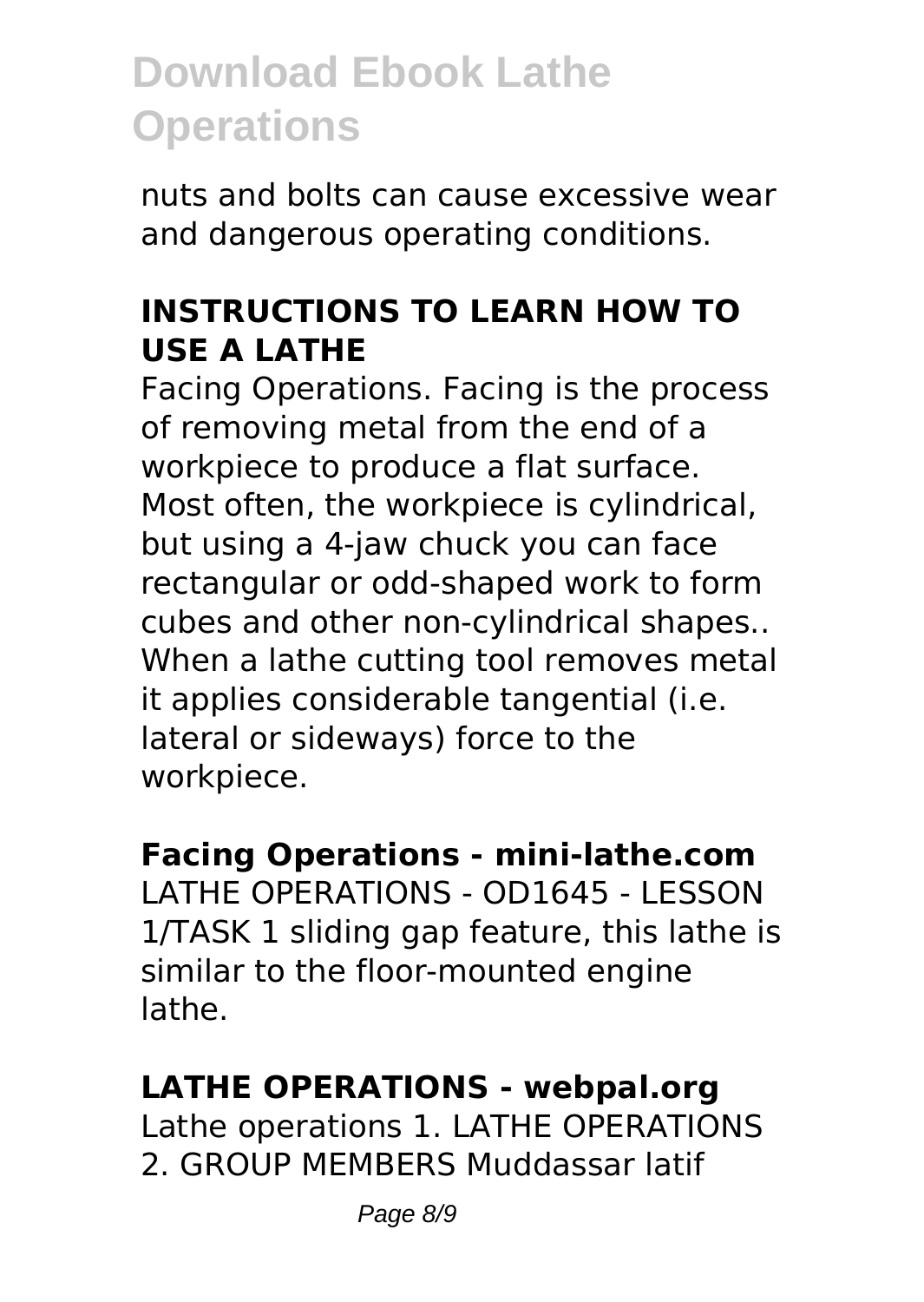nuts and bolts can cause excessive wear and dangerous operating conditions.

## INSTRUCTIONS TO LEARN HOW TO USE A LATHE

Facing Operations. Facing is the process of removing metal from the end of a workpiece to produce a flat surface. Most often, the workpiece is cylindrical, but using a 4-jaw chuck you can face rectangular or odd-shaped work to form cubes and other non-cylindrical shapes.. When a lathe cutting tool removes metal it applies considerable tangential (i.e. lateral or sideways) force to the workpiece.

## Facing Operations - mini-lathe.com

LATHE OPERATIONS - OD1645 - LESSON 1/TASK 1 sliding gap feature, this lathe is similar to the floor-mounted engine lathe.

## LATHE OPERATIONS - webpal.org

Lathe operations 1. LATHE OPERATIONS 2. GROUP MEMBERS Muddassar latif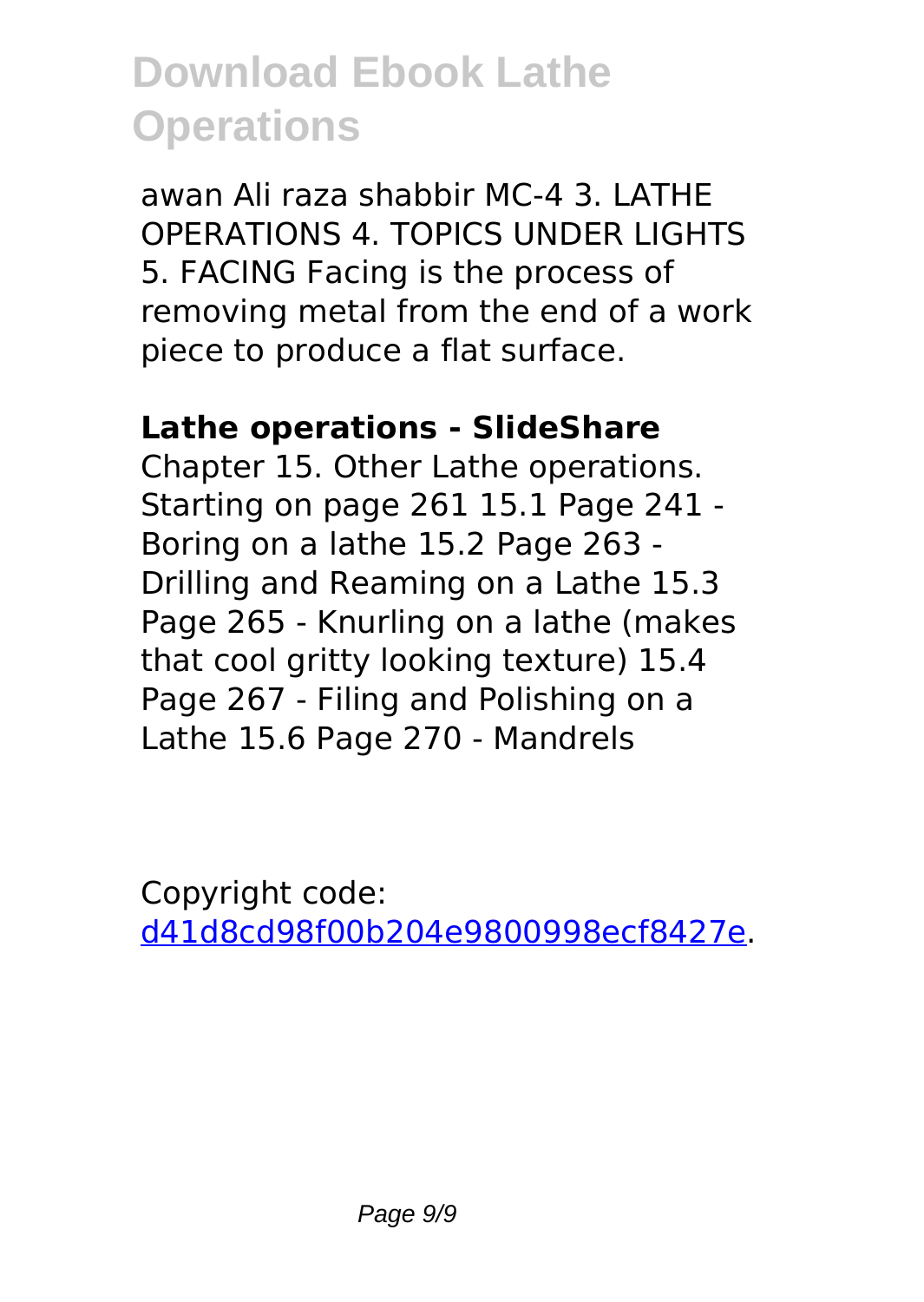awan Ali raza shabbir MC-4 3. LATHE OPERATIONS 4. TOPICS UNDER LIGHTS 5. FACING Facing is the process of removing metal from the end of a work piece to produce a flat surface.

**Lathe operations - SlideShare**

Chapter 15. Other Lathe operations. Starting on page 261 15.1 Page 241 - Boring on a lathe 15.2 Page 263 - Drilling and Reaming on a Lathe 15.3 Page 265 - Knurling on a lathe (makes that cool gritty looking texture) 15.4 Page 267 - Filing and Polishing on a Lathe 15.6 Page 270 - Mandrels

Copyright code: d41d8cd98f00b204e9800998ecf8427e.